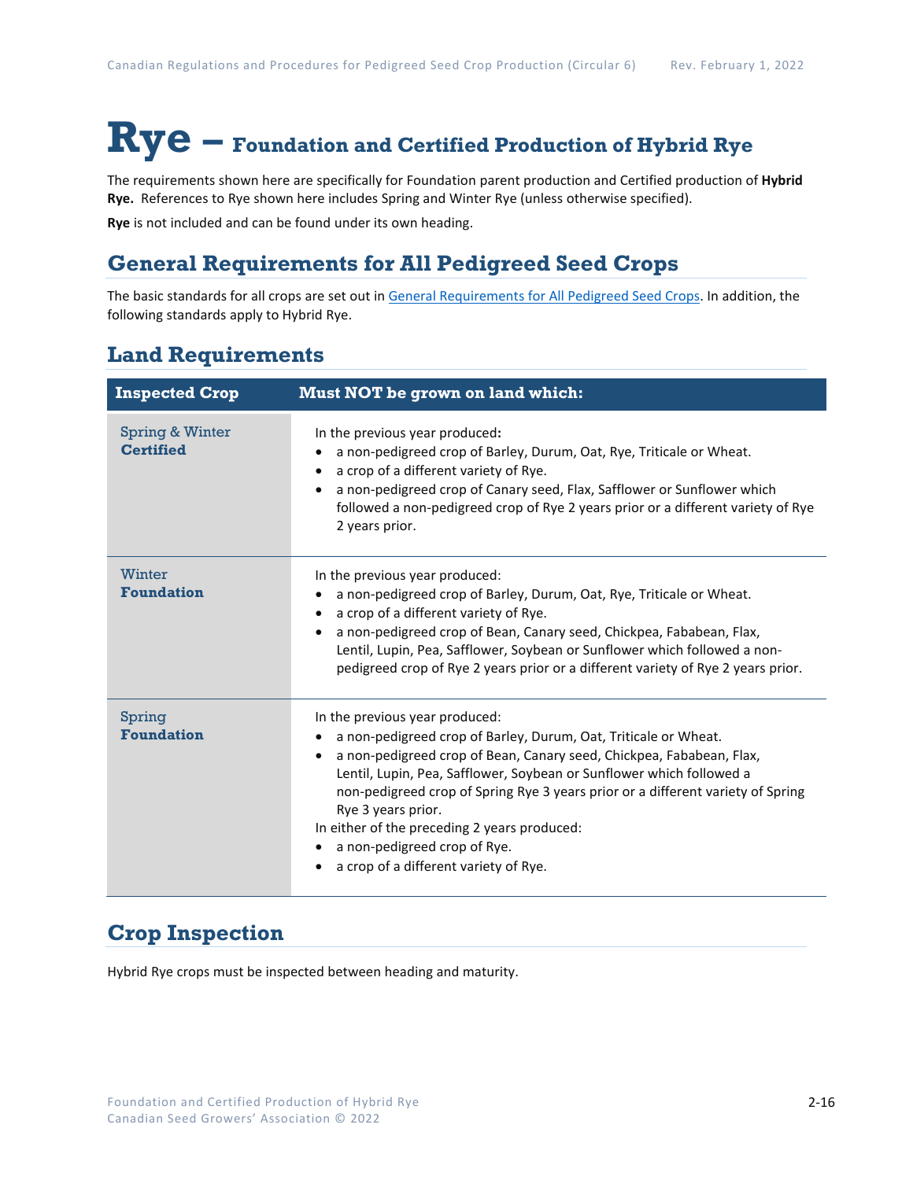# Rye – Foundation and Certified Production of Hybrid Rye

The requirements shown here are specifically for Foundation parent production and Certified production of **Hybrid Rye.** References to Rye shown here includes Spring and Winter Rye (unless otherwise specified).

**Rye** is not included and can be found under its own heading.

## General Requirements for All Pedigreed Seed Crops

The basic standards for all crops are set out in General Requirements for All Pedigreed Seed Crops. In addition, the following standards apply to Hybrid Rye.

## Land Requirements

| Inspected Crop | Must NOT be grown on land which: |
| --- | --- |
| Spring & Winter **Certified** | In the previous year produced**:**<br>• a non-pedigreed crop of Barley, Durum, Oat, Rye, Triticale or Wheat.<br>• a crop of a different variety of Rye.<br>• a non-pedigreed crop of Canary seed, Flax, Safflower or Sunflower which followed a non-pedigreed crop of Rye 2 years prior or a different variety of Rye 2 years prior. |
| Winter **Foundation** | In the previous year produced:<br>• a non-pedigreed crop of Barley, Durum, Oat, Rye, Triticale or Wheat.<br>• a crop of a different variety of Rye.<br>• a non-pedigreed crop of Bean, Canary seed, Chickpea, Fababean, Flax, Lentil, Lupin, Pea, Safflower, Soybean or Sunflower which followed a non-pedigreed crop of Rye 2 years prior or a different variety of Rye 2 years prior. |
| Spring **Foundation** | In the previous year produced:<br>• a non-pedigreed crop of Barley, Durum, Oat, Triticale or Wheat.<br>• a non-pedigreed crop of Bean, Canary seed, Chickpea, Fababean, Flax, Lentil, Lupin, Pea, Safflower, Soybean or Sunflower which followed a non-pedigreed crop of Spring Rye 3 years prior or a different variety of Spring Rye 3 years prior.<br>In either of the preceding 2 years produced:<br>• a non-pedigreed crop of Rye.<br>• a crop of a different variety of Rye. |

## Crop Inspection

Hybrid Rye crops must be inspected between heading and maturity.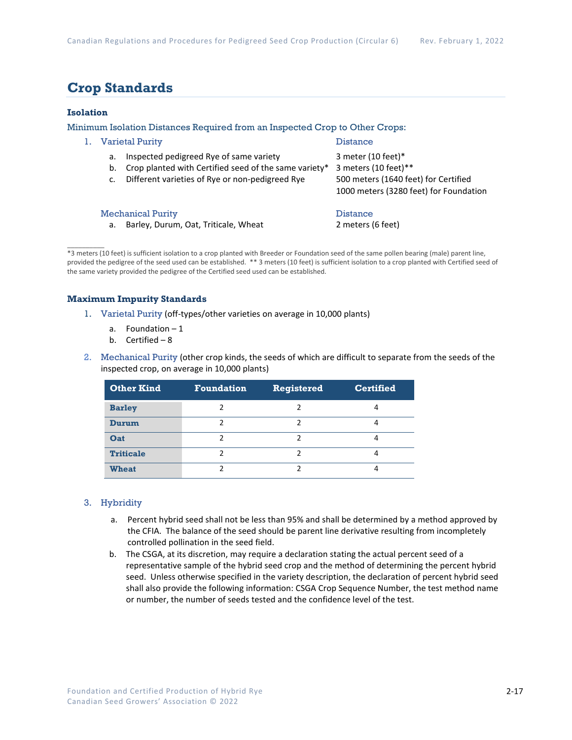## Crop Standards

### Isolation

Minimum Isolation Distances Required from an Inspected Crop to Other Crops:

1. Varietal Purity — Distance
   a. Inspected pedigreed Rye of same variety — 3 meter (10 feet)*
   b. Crop planted with Certified seed of the same variety* — 3 meters (10 feet)**
   c. Different varieties of Rye or non-pedigreed Rye — 500 meters (1640 feet) for Certified; 1000 meters (3280 feet) for Foundation

   Mechanical Purity — Distance
   a. Barley, Durum, Oat, Triticale, Wheat — 2 meters (6 feet)

*3 meters (10 feet) is sufficient isolation to a crop planted with Breeder or Foundation seed of the same pollen bearing (male) parent line, provided the pedigree of the seed used can be established. ** 3 meters (10 feet) is sufficient isolation to a crop planted with Certified seed of the same variety provided the pedigree of the Certified seed used can be established.

### Maximum Impurity Standards

1. Varietal Purity (off-types/other varieties on average in 10,000 plants)
   a. Foundation – 1
   b. Certified – 8
2. Mechanical Purity (other crop kinds, the seeds of which are difficult to separate from the seeds of the inspected crop, on average in 10,000 plants)

| Other Kind | Foundation | Registered | Certified |
|---|---|---|---|
| Barley | 2 | 2 | 4 |
| Durum | 2 | 2 | 4 |
| Oat | 2 | 2 | 4 |
| Triticale | 2 | 2 | 4 |
| Wheat | 2 | 2 | 4 |

3. Hybridity
   a. Percent hybrid seed shall not be less than 95% and shall be determined by a method approved by the CFIA. The balance of the seed should be parent line derivative resulting from incompletely controlled pollination in the seed field.
   b. The CSGA, at its discretion, may require a declaration stating the actual percent seed of a representative sample of the hybrid seed crop and the method of determining the percent hybrid seed. Unless otherwise specified in the variety description, the declaration of percent hybrid seed shall also provide the following information: CSGA Crop Sequence Number, the test method name or number, the number of seeds tested and the confidence level of the test.